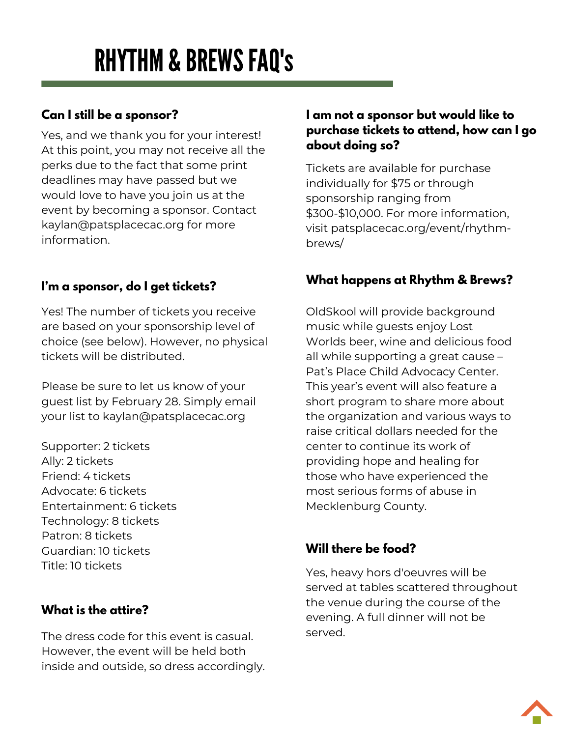# RHYTHM & BREWS FAQ's

### Can I still be a sponsor?

Yes, and we thank you for your interest! At this point, you may not receive all the perks due to the fact that some print deadlines may have passed but we would love to have you join us at the event by becoming a sponsor. Contact kaylan@patsplacecac.org for more information.

### I'm a sponsor, do I get tickets?

Yes! The number of tickets you receive are based on your sponsorship level of choice (see below). However, no physical tickets will be distributed.

Please be sure to let us know of your guest list by February 28. Simply email your list to kaylan@patsplacecac.org

Supporter: 2 tickets
Ally: 2 tickets
Friend: 4 tickets
Advocate: 6 tickets
Entertainment: 6 tickets
Technology: 8 tickets
Patron: 8 tickets
Guardian: 10 tickets
Title: 10 tickets

### What is the attire?

The dress code for this event is casual. However, the event will be held both inside and outside, so dress accordingly.

### I am not a sponsor but would like to purchase tickets to attend, how can I go about doing so?

Tickets are available for purchase individually for $75 or through sponsorship ranging from $300-$10,000. For more information, visit patsplacecac.org/event/rhythm-brews/

### What happens at Rhythm & Brews?

OldSkool will provide background music while guests enjoy Lost Worlds beer, wine and delicious food all while supporting a great cause – Pat's Place Child Advocacy Center. This year's event will also feature a short program to share more about the organization and various ways to raise critical dollars needed for the center to continue its work of providing hope and healing for those who have experienced the most serious forms of abuse in Mecklenburg County.

### Will there be food?

Yes, heavy hors d'oeuvres will be served at tables scattered throughout the venue during the course of the evening. A full dinner will not be served.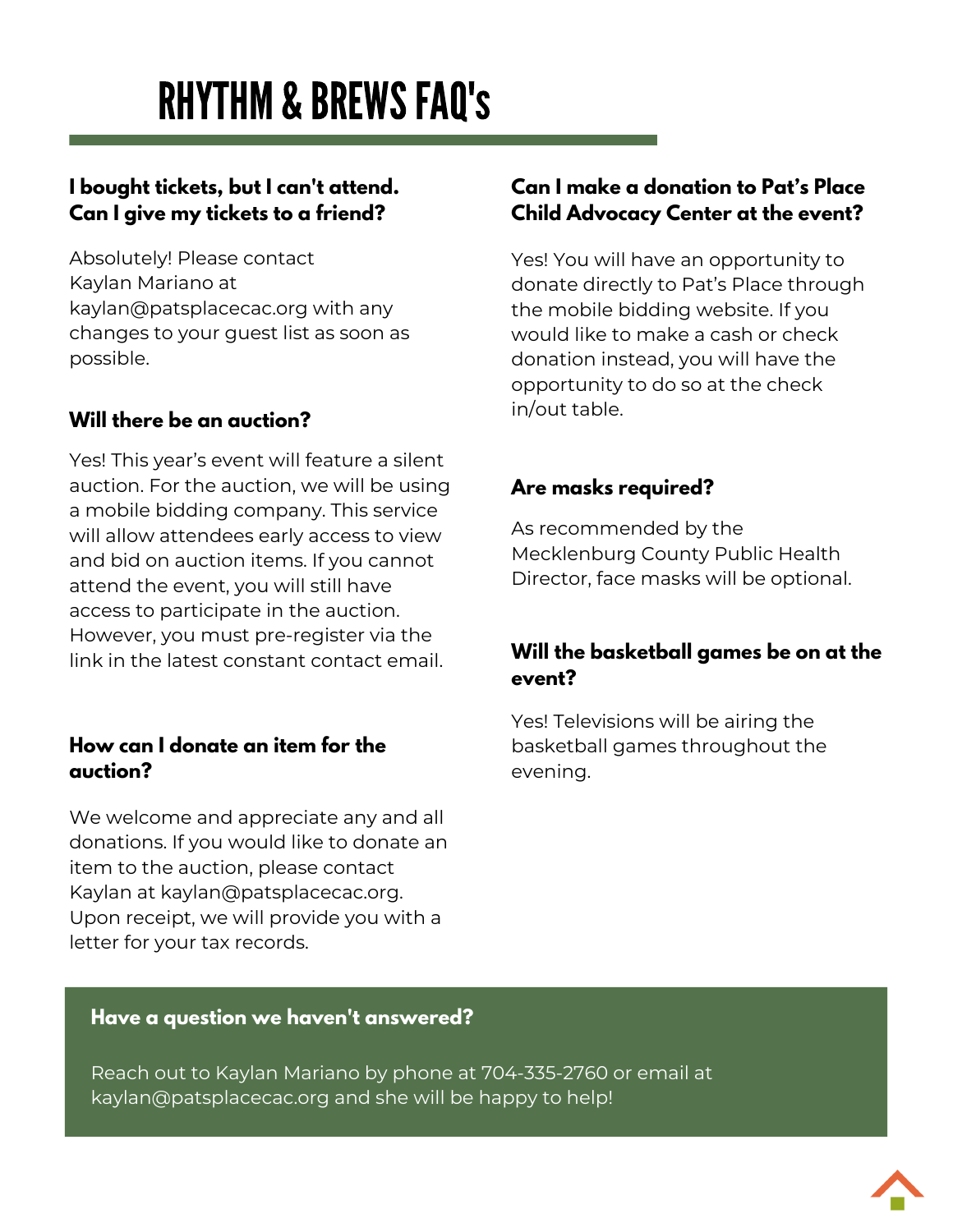# RHYTHM & BREWS FAQ's

### I bought tickets, but I can't attend. Can I give my tickets to a friend?

Absolutely! Please contact Kaylan Mariano at kaylan@patsplacecac.org with any changes to your guest list as soon as possible.

### Will there be an auction?

Yes! This year's event will feature a silent auction. For the auction, we will be using a mobile bidding company. This service will allow attendees early access to view and bid on auction items. If you cannot attend the event, you will still have access to participate in the auction. However, you must pre-register via the link in the latest constant contact email.

### How can I donate an item for the auction?

We welcome and appreciate any and all donations. If you would like to donate an item to the auction, please contact Kaylan at kaylan@patsplacecac.org. Upon receipt, we will provide you with a letter for your tax records.

### Can I make a donation to Pat's Place Child Advocacy Center at the event?

Yes! You will have an opportunity to donate directly to Pat's Place through the mobile bidding website. If you would like to make a cash or check donation instead, you will have the opportunity to do so at the check in/out table.

### Are masks required?

As recommended by the Mecklenburg County Public Health Director, face masks will be optional.

### Will the basketball games be on at the event?

Yes! Televisions will be airing the basketball games throughout the evening.

### Have a question we haven't answered?

Reach out to Kaylan Mariano by phone at 704-335-2760 or email at kaylan@patsplacecac.org and she will be happy to help!